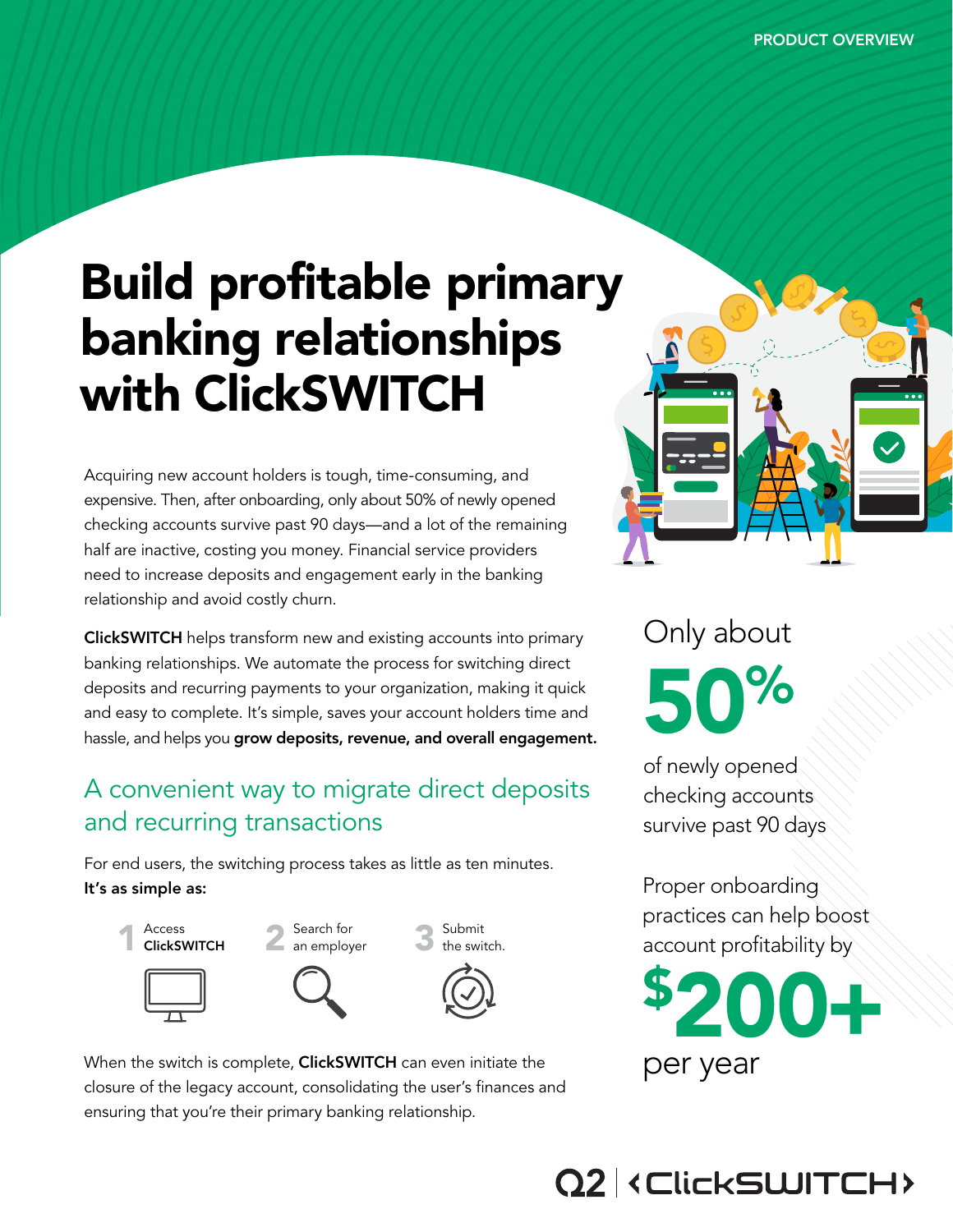PRODUCT OVERVIEW

# Build profitable primary banking relationships with ClickSWITCH

Acquiring new account holders is tough, time-consuming, and expensive. Then, after onboarding, only about 50% of newly opened checking accounts survive past 90 days—and a lot of the remaining half are inactive, costing you money. Financial service providers need to increase deposits and engagement early in the banking relationship and avoid costly churn.

**ClickSWITCH** helps transform new and existing accounts into primary banking relationships. We automate the process for switching direct deposits and recurring payments to your organization, making it quick and easy to complete. It's simple, saves your account holders time and hassle, and helps you **grow deposits, revenue, and overall engagement.**

## A convenient way to migrate direct deposits and recurring transactions

For end users, the switching process takes as little as ten minutes. **It's as simple as:**

1. Access **ClickSWITCH**
2. Search for an employer
3. Submit the switch.

When the switch is complete, **ClickSWITCH** can even initiate the closure of the legacy account, consolidating the user's finances and ensuring that you're their primary banking relationship.

Only about **50%** of newly opened checking accounts survive past 90 days

Proper onboarding practices can help boost account profitability by **$200+** per year

Q2 | ‹ClickSWITCH›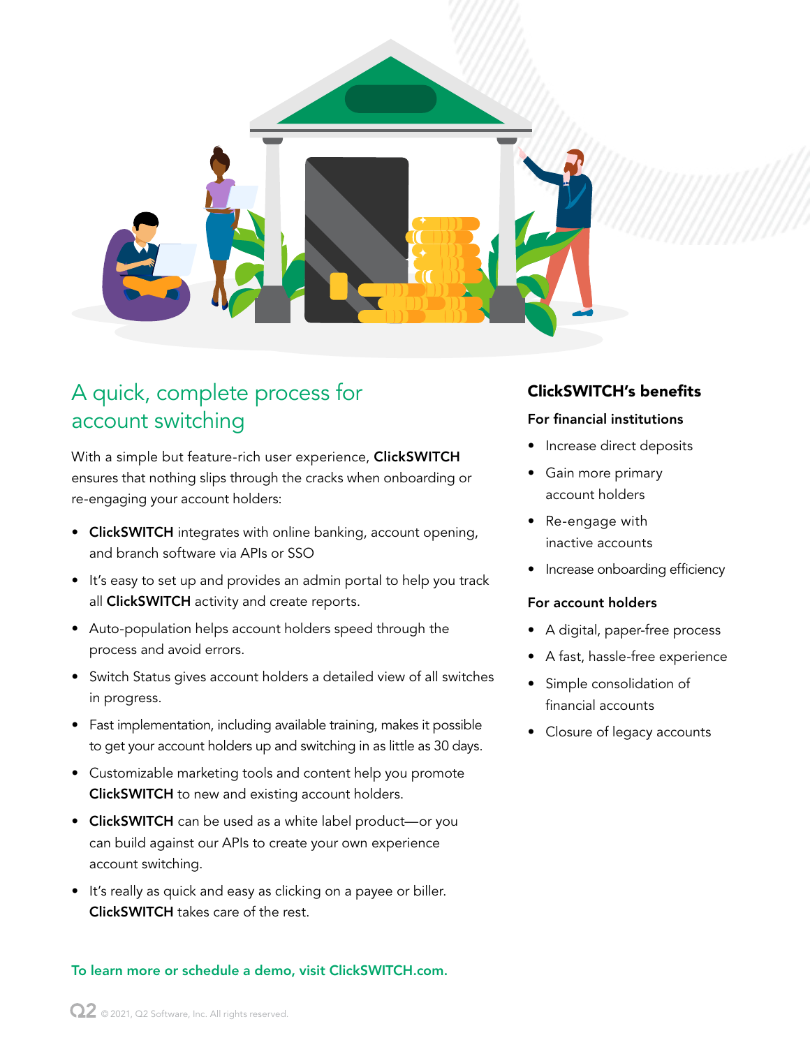## A quick, complete process for account switching

With a simple but feature-rich user experience, **ClickSWITCH** ensures that nothing slips through the cracks when onboarding or re-engaging your account holders:

- **ClickSWITCH** integrates with online banking, account opening, and branch software via APIs or SSO
- It's easy to set up and provides an admin portal to help you track all **ClickSWITCH** activity and create reports.
- Auto-population helps account holders speed through the process and avoid errors.
- Switch Status gives account holders a detailed view of all switches in progress.
- Fast implementation, including available training, makes it possible to get your account holders up and switching in as little as 30 days.
- Customizable marketing tools and content help you promote **ClickSWITCH** to new and existing account holders.
- **ClickSWITCH** can be used as a white label product—or you can build against our APIs to create your own experience account switching.
- It's really as quick and easy as clicking on a payee or biller. **ClickSWITCH** takes care of the rest.

**To learn more or schedule a demo, visit ClickSWITCH.com.**

### ClickSWITCH's benefits

**For financial institutions**

- Increase direct deposits
- Gain more primary account holders
- Re-engage with inactive accounts
- Increase onboarding efficiency

**For account holders**

- A digital, paper-free process
- A fast, hassle-free experience
- Simple consolidation of financial accounts
- Closure of legacy accounts

© 2021, Q2 Software, Inc. All rights reserved.